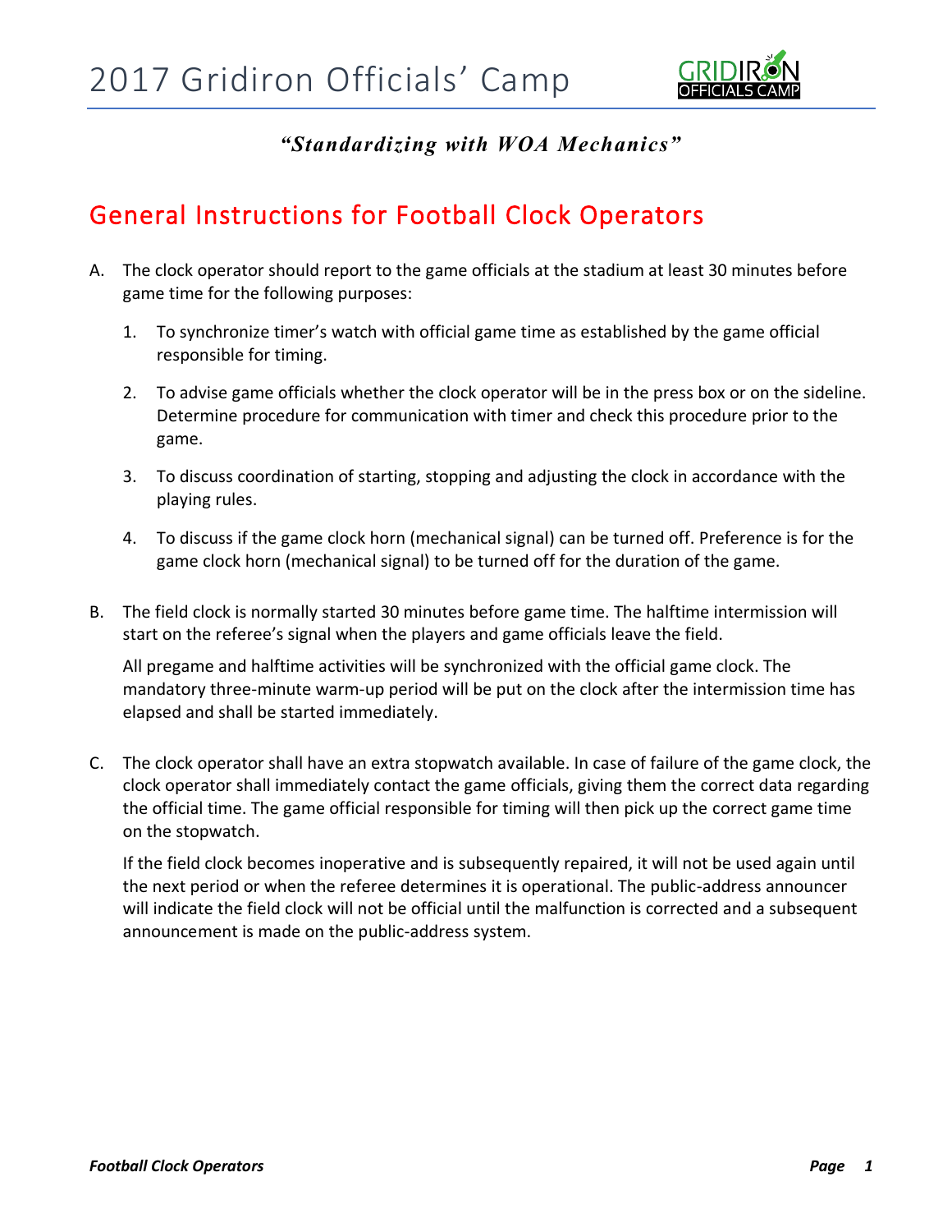# 2017 Gridiron Officials' Camp

*"Standardizing with WOA Mechanics"*

## General Instructions for Football Clock Operators

A. The clock operator should report to the game officials at the stadium at least 30 minutes before game time for the following purposes:

   1. To synchronize timer's watch with official game time as established by the game official responsible for timing.

   2. To advise game officials whether the clock operator will be in the press box or on the sideline. Determine procedure for communication with timer and check this procedure prior to the game.

   3. To discuss coordination of starting, stopping and adjusting the clock in accordance with the playing rules.

   4. To discuss if the game clock horn (mechanical signal) can be turned off. Preference is for the game clock horn (mechanical signal) to be turned off for the duration of the game.

B. The field clock is normally started 30 minutes before game time. The halftime intermission will start on the referee's signal when the players and game officials leave the field.

   All pregame and halftime activities will be synchronized with the official game clock. The mandatory three-minute warm-up period will be put on the clock after the intermission time has elapsed and shall be started immediately.

C. The clock operator shall have an extra stopwatch available. In case of failure of the game clock, the clock operator shall immediately contact the game officials, giving them the correct data regarding the official time. The game official responsible for timing will then pick up the correct game time on the stopwatch.

   If the field clock becomes inoperative and is subsequently repaired, it will not be used again until the next period or when the referee determines it is operational. The public-address announcer will indicate the field clock will not be official until the malfunction is corrected and a subsequent announcement is made on the public-address system.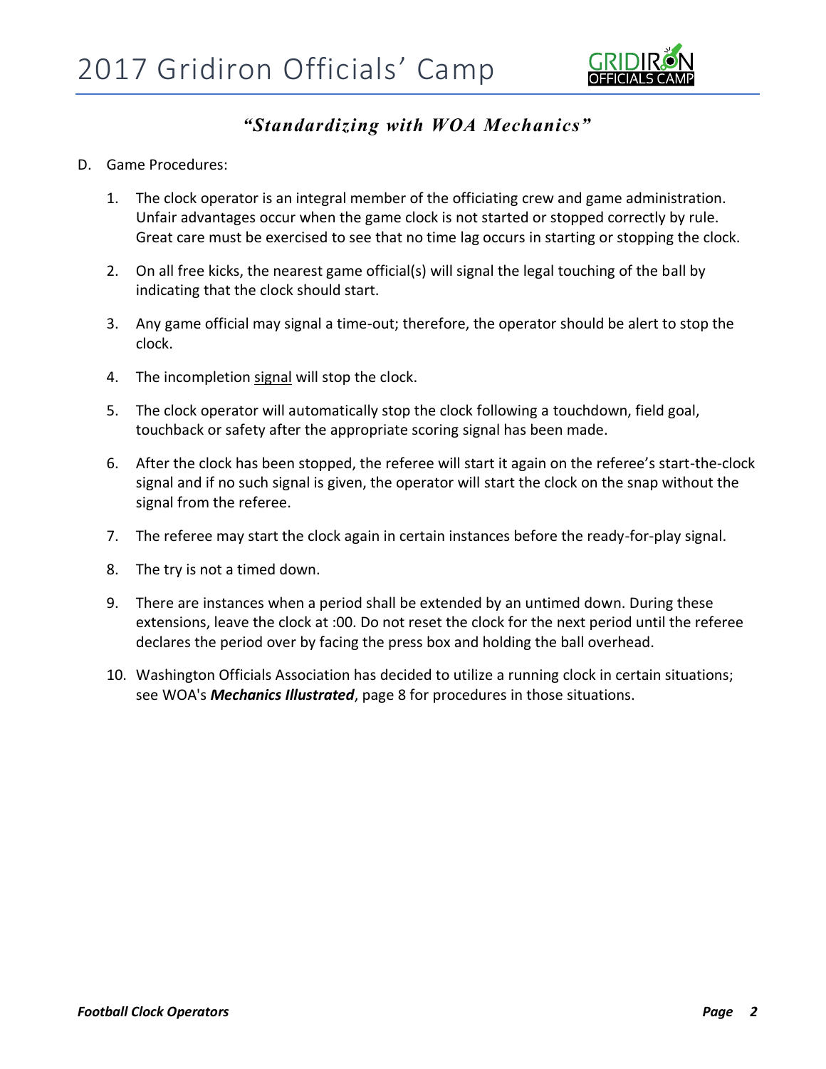*“Standardizing with WOA Mechanics”*

D. Game Procedures:

1. The clock operator is an integral member of the officiating crew and game administration. Unfair advantages occur when the game clock is not started or stopped correctly by rule. Great care must be exercised to see that no time lag occurs in starting or stopping the clock.

2. On all free kicks, the nearest game official(s) will signal the legal touching of the ball by indicating that the clock should start.

3. Any game official may signal a time-out; therefore, the operator should be alert to stop the clock.

4. The incompletion <u>signal</u> will stop the clock.

5. The clock operator will automatically stop the clock following a touchdown, field goal, touchback or safety after the appropriate scoring signal has been made.

6. After the clock has been stopped, the referee will start it again on the referee’s start-the-clock signal and if no such signal is given, the operator will start the clock on the snap without the signal from the referee.

7. The referee may start the clock again in certain instances before the ready-for-play signal.

8. The try is not a timed down.

9. There are instances when a period shall be extended by an untimed down. During these extensions, leave the clock at :00. Do not reset the clock for the next period until the referee declares the period over by facing the press box and holding the ball overhead.

10. Washington Officials Association has decided to utilize a running clock in certain situations; see WOA's ***Mechanics Illustrated***, page 8 for procedures in those situations.